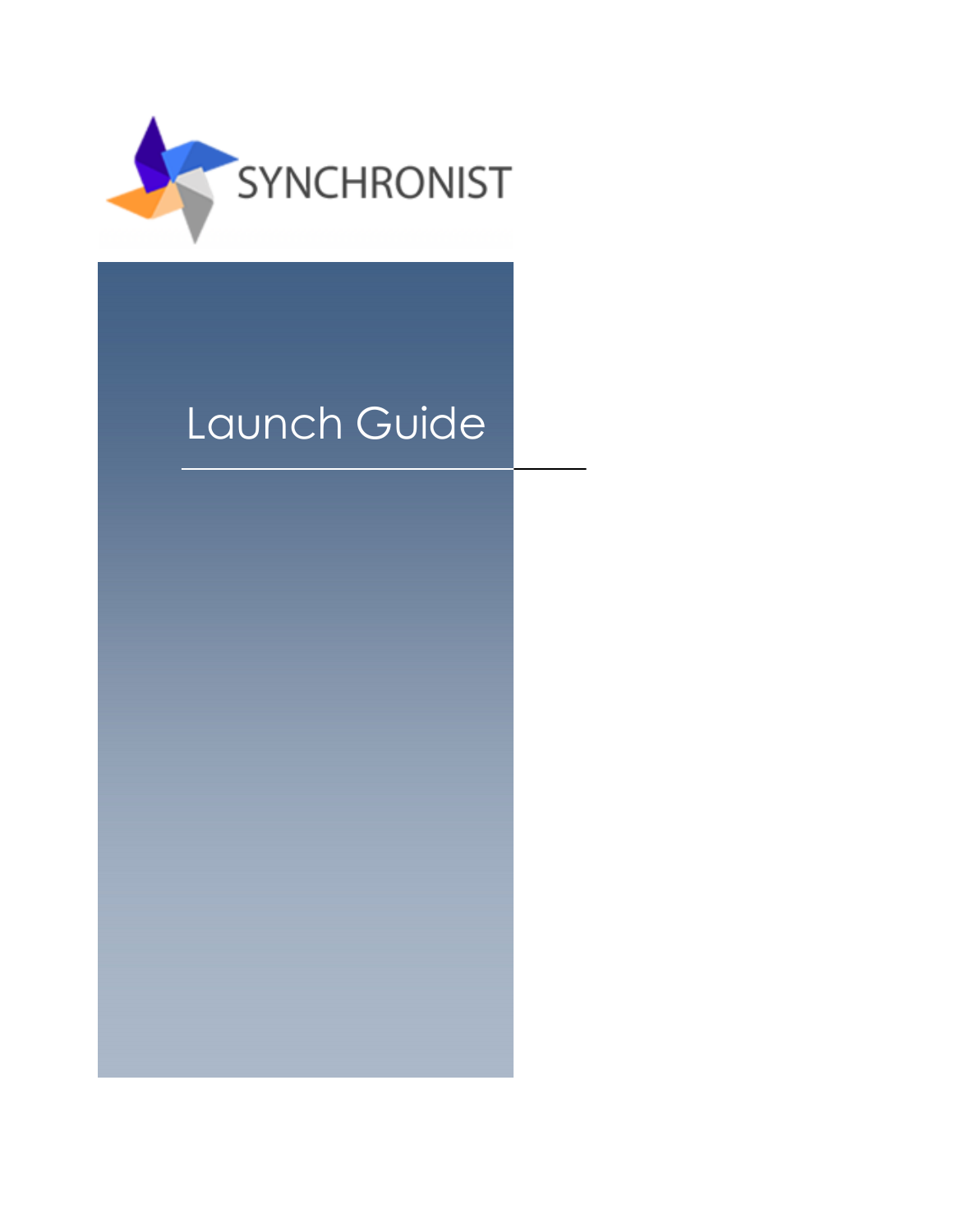SYNCHRONIST

# Launch Guide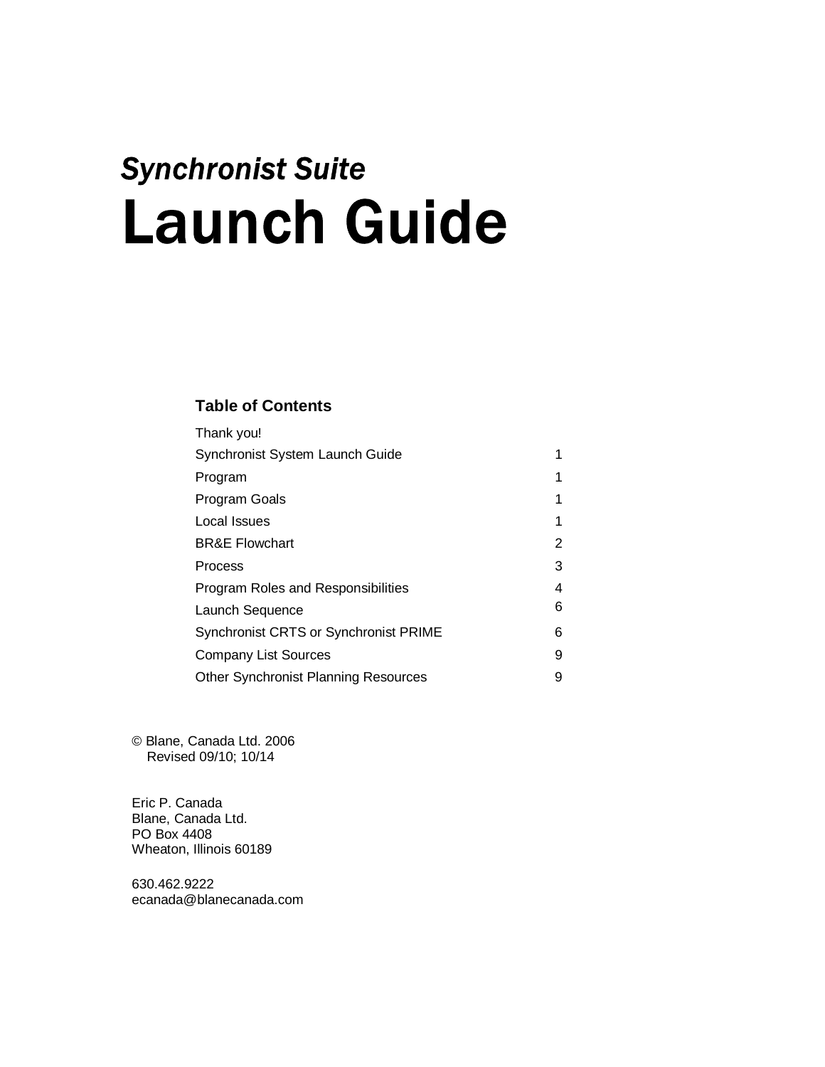*Synchronist Suite*

# Launch Guide

### Table of Contents

| | |
|---|---|
| Thank you! | |
| Synchronist System Launch Guide | 1 |
| Program | 1 |
| Program Goals | 1 |
| Local Issues | 1 |
| BR&E Flowchart | 2 |
| Process | 3 |
| Program Roles and Responsibilities | 4 |
| Launch Sequence | 6 |
| Synchronist CRTS or Synchronist PRIME | 6 |
| Company List Sources | 9 |
| Other Synchronist Planning Resources | 9 |

© Blane, Canada Ltd. 2006
Revised 09/10; 10/14

Eric P. Canada
Blane, Canada Ltd.
PO Box 4408
Wheaton, Illinois 60189

630.462.9222
ecanada@blanecanada.com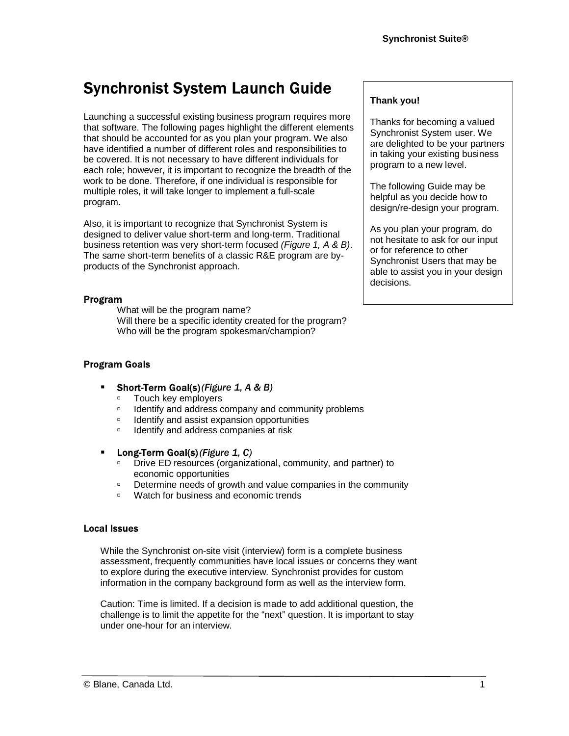# Synchronist System Launch Guide

Launching a successful existing business program requires more that software. The following pages highlight the different elements that should be accounted for as you plan your program. We also have identified a number of different roles and responsibilities to be covered. It is not necessary to have different individuals for each role; however, it is important to recognize the breadth of the work to be done. Therefore, if one individual is responsible for multiple roles, it will take longer to implement a full-scale program.

Also, it is important to recognize that Synchronist System is designed to deliver value short-term and long-term. Traditional business retention was very short-term focused *(Figure 1, A & B)*. The same short-term benefits of a classic R&E program are by-products of the Synchronist approach.

> **Thank you!**
>
> Thanks for becoming a valued Synchronist System user. We are delighted to be your partners in taking your existing business program to a new level.
>
> The following Guide may be helpful as you decide how to design/re-design your program.
>
> As you plan your program, do not hesitate to ask for our input or for reference to other Synchronist Users that may be able to assist you in your design decisions.

### Program

What will be the program name?
Will there be a specific identity created for the program?
Who will be the program spokesman/champion?

### Program Goals

- **Short-Term Goal(s)** *(Figure 1, A & B)*
  - Touch key employers
  - Identify and address company and community problems
  - Identify and assist expansion opportunities
  - Identify and address companies at risk
- **Long-Term Goal(s)** *(Figure 1, C)*
  - Drive ED resources (organizational, community, and partner) to economic opportunities
  - Determine needs of growth and value companies in the community
  - Watch for business and economic trends

### Local Issues

While the Synchronist on-site visit (interview) form is a complete business assessment, frequently communities have local issues or concerns they want to explore during the executive interview. Synchronist provides for custom information in the company background form as well as the interview form.

Caution: Time is limited. If a decision is made to add additional question, the challenge is to limit the appetite for the "next" question. It is important to stay under one-hour for an interview.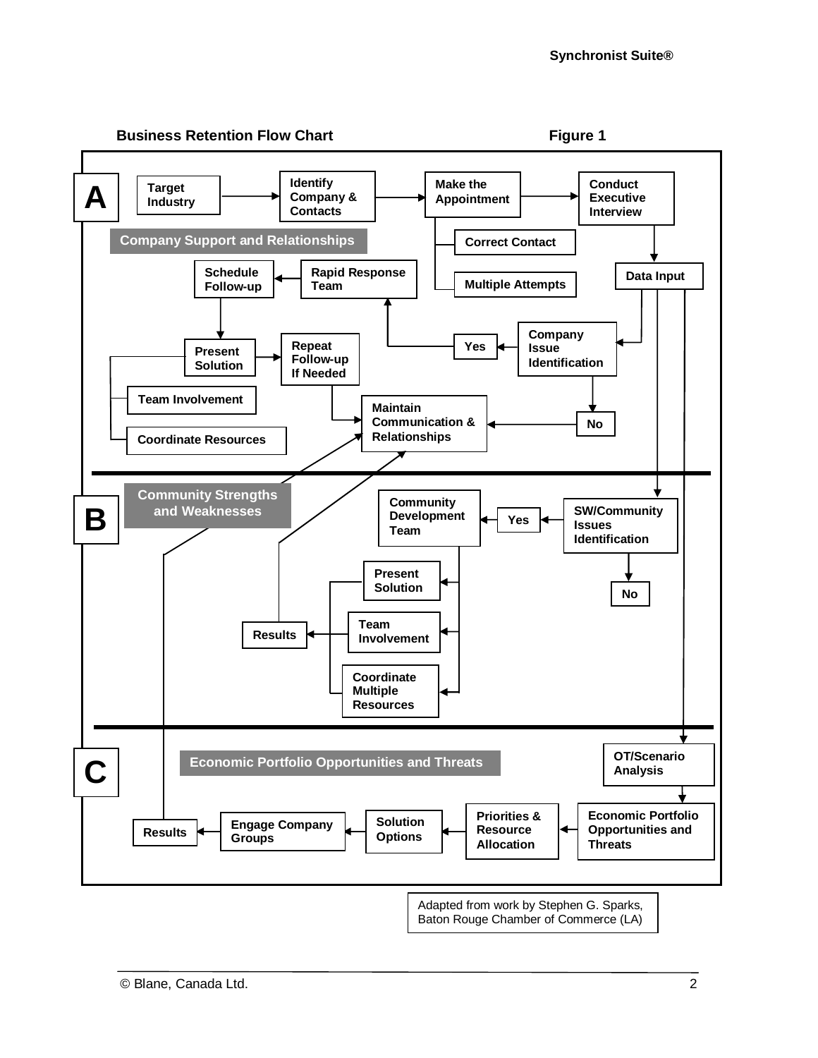**Business Retention Flow Chart** **Figure 1**

**A**

**Company Support and Relationships**

- Target Industry → Identify Company & Contacts → Make the Appointment → Conduct Executive Interview
  - Make the Appointment: Correct Contact; Multiple Attempts
- Conduct Executive Interview → Data Input
- Data Input → Company Issue Identification
  - Yes → Rapid Response Team → Schedule Follow-up → Present Solution → Repeat Follow-up If Needed → Maintain Communication & Relationships
    - Present Solution: Team Involvement; Coordinate Resources
  - No → Maintain Communication & Relationships

**B**

**Community Strengths and Weaknesses**

- Data Input → SW/Community Issues Identification
  - Yes → Community Development Team → Present Solution; Team Involvement; Coordinate Multiple Resources → Results → Maintain Communication & Relationships
  - No

**C**

**Economic Portfolio Opportunities and Threats**

- Data Input → OT/Scenario Analysis → Economic Portfolio Opportunities and Threats → Priorities & Resource Allocation → Solution Options → Engage Company Groups → Results → Maintain Communication & Relationships

Adapted from work by Stephen G. Sparks, Baton Rouge Chamber of Commerce (LA)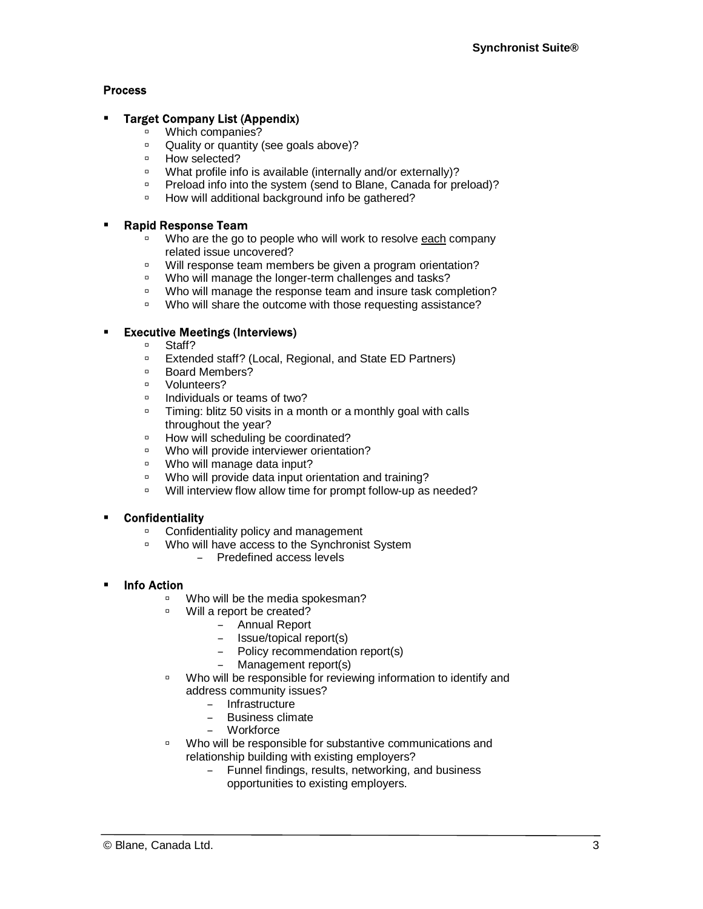**Process**

- **Target Company List (Appendix)**
  - Which companies?
  - Quality or quantity (see goals above)?
  - How selected?
  - What profile info is available (internally and/or externally)?
  - Preload info into the system (send to Blane, Canada for preload)?
  - How will additional background info be gathered?

- **Rapid Response Team**
  - Who are the go to people who will work to resolve each company related issue uncovered?
  - Will response team members be given a program orientation?
  - Who will manage the longer-term challenges and tasks?
  - Who will manage the response team and insure task completion?
  - Who will share the outcome with those requesting assistance?

- **Executive Meetings (Interviews)**
  - Staff?
  - Extended staff? (Local, Regional, and State ED Partners)
  - Board Members?
  - Volunteers?
  - Individuals or teams of two?
  - Timing: blitz 50 visits in a month or a monthly goal with calls throughout the year?
  - How will scheduling be coordinated?
  - Who will provide interviewer orientation?
  - Who will manage data input?
  - Who will provide data input orientation and training?
  - Will interview flow allow time for prompt follow-up as needed?

- **Confidentiality**
  - Confidentiality policy and management
  - Who will have access to the Synchronist System
    - Predefined access levels

- **Info Action**
  - Who will be the media spokesman?
  - Will a report be created?
    - Annual Report
    - Issue/topical report(s)
    - Policy recommendation report(s)
    - Management report(s)
  - Who will be responsible for reviewing information to identify and address community issues?
    - Infrastructure
    - Business climate
    - Workforce
  - Who will be responsible for substantive communications and relationship building with existing employers?
    - Funnel findings, results, networking, and business opportunities to existing employers.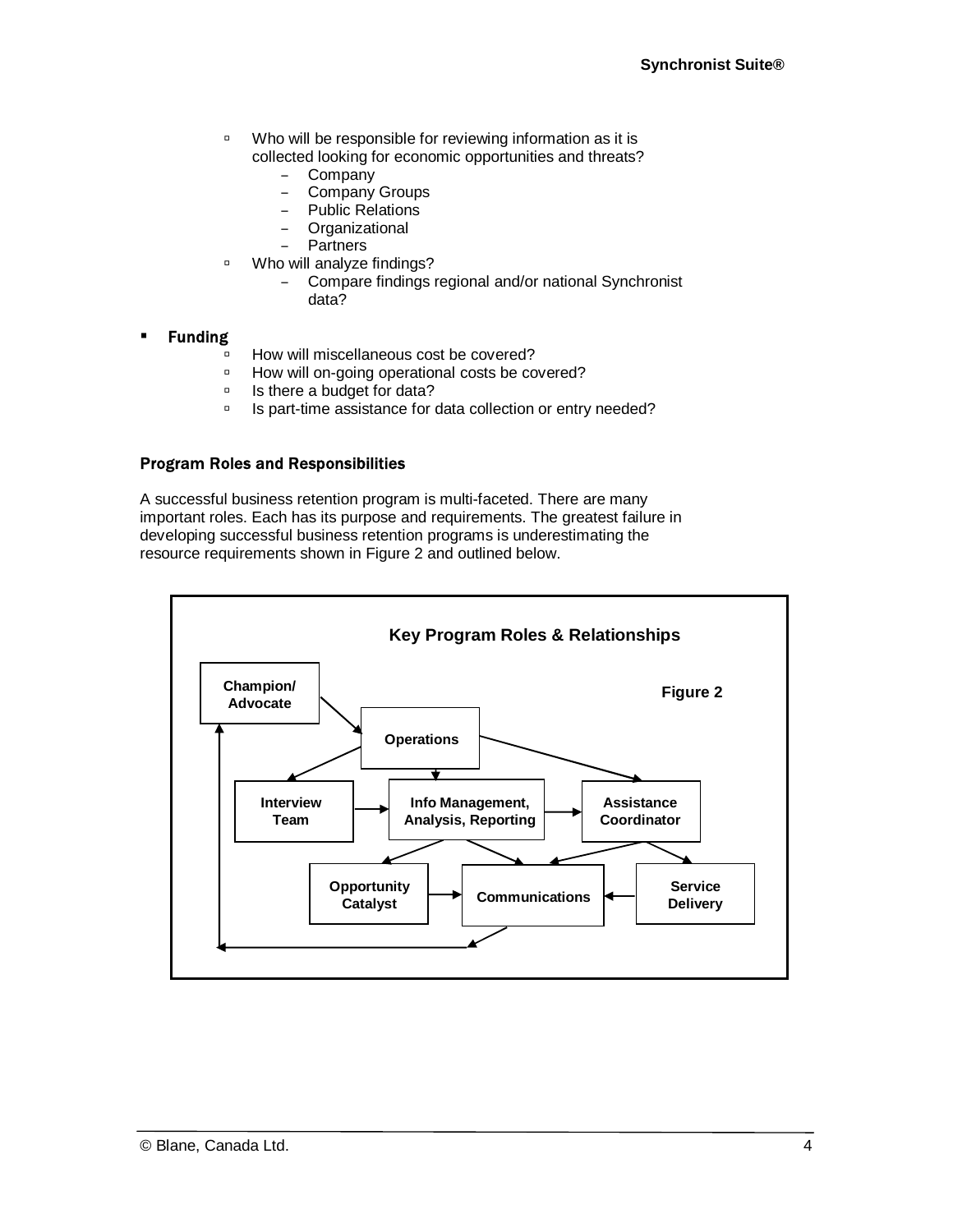- Who will be responsible for reviewing information as it is collected looking for economic opportunities and threats?
  - Company
  - Company Groups
  - Public Relations
  - Organizational
  - Partners
- Who will analyze findings?
  - Compare findings regional and/or national Synchronist data?

- **Funding**
  - How will miscellaneous cost be covered?
  - How will on-going operational costs be covered?
  - Is there a budget for data?
  - Is part-time assistance for data collection or entry needed?

### Program Roles and Responsibilities

A successful business retention program is multi-faceted. There are many important roles. Each has its purpose and requirements. The greatest failure in developing successful business retention programs is underestimating the resource requirements shown in Figure 2 and outlined below.

**Key Program Roles & Relationships**

Figure 2

Champion/ Advocate

Operations

Interview Team

Info Management, Analysis, Reporting

Assistance Coordinator

Opportunity Catalyst

Communications

Service Delivery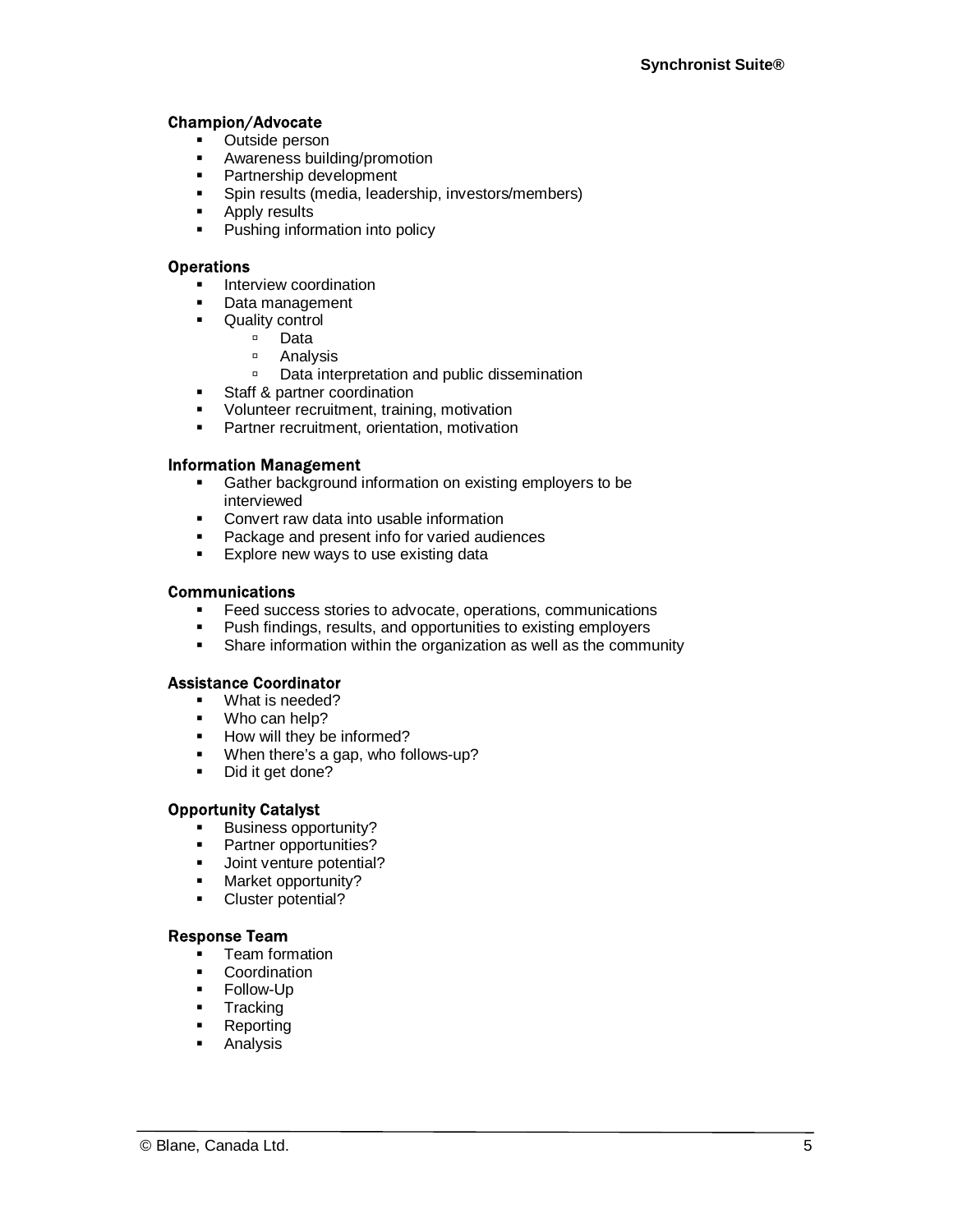### Champion/Advocate

- Outside person
- Awareness building/promotion
- Partnership development
- Spin results (media, leadership, investors/members)
- Apply results
- Pushing information into policy

### Operations

- Interview coordination
- Data management
- Quality control
  - Data
  - Analysis
  - Data interpretation and public dissemination
- Staff & partner coordination
- Volunteer recruitment, training, motivation
- Partner recruitment, orientation, motivation

### Information Management

- Gather background information on existing employers to be interviewed
- Convert raw data into usable information
- Package and present info for varied audiences
- Explore new ways to use existing data

### Communications

- Feed success stories to advocate, operations, communications
- Push findings, results, and opportunities to existing employers
- Share information within the organization as well as the community

### Assistance Coordinator

- What is needed?
- Who can help?
- How will they be informed?
- When there's a gap, who follows-up?
- Did it get done?

### Opportunity Catalyst

- Business opportunity?
- Partner opportunities?
- Joint venture potential?
- Market opportunity?
- Cluster potential?

### Response Team

- Team formation
- Coordination
- Follow-Up
- Tracking
- Reporting
- Analysis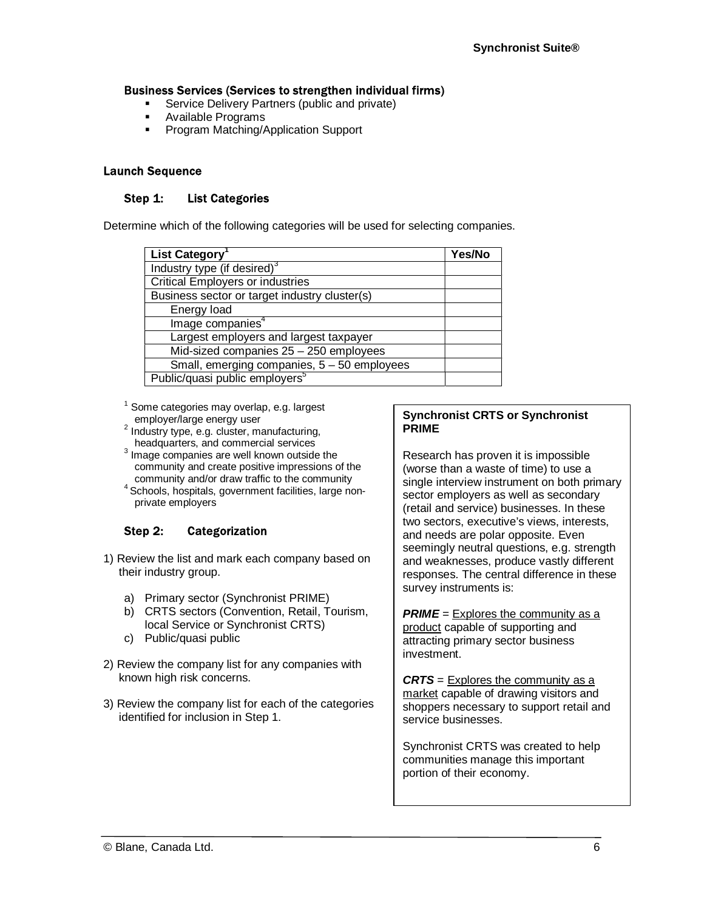**Business Services (Services to strengthen individual firms)**

- Service Delivery Partners (public and private)
- Available Programs
- Program Matching/Application Support

## Launch Sequence

### Step 1: List Categories

Determine which of the following categories will be used for selecting companies.

| List Category[1] | Yes/No |
|---|---|
| Industry type (if desired)[3] | |
| Critical Employers or industries | |
| Business sector or target industry cluster(s) | |
| Energy load | |
| Image companies[4] | |
| Largest employers and largest taxpayer | |
| Mid-sized companies 25 – 250 employees | |
| Small, emerging companies, 5 – 50 employees | |
| Public/quasi public employers[5] | |

[1] Some categories may overlap, e.g. largest employer/large energy user
[2] Industry type, e.g. cluster, manufacturing, headquarters, and commercial services
[3] Image companies are well known outside the community and create positive impressions of the community and/or draw traffic to the community
[4] Schools, hospitals, government facilities, large non-private employers

### Step 2: Categorization

1) Review the list and mark each company based on their industry group.
   a) Primary sector (Synchronist PRIME)
   b) CRTS sectors (Convention, Retail, Tourism, local Service or Synchronist CRTS)
   c) Public/quasi public
2) Review the company list for any companies with known high risk concerns.
3) Review the company list for each of the categories identified for inclusion in Step 1.

**Synchronist CRTS or Synchronist PRIME**

Research has proven it is impossible (worse than a waste of time) to use a single interview instrument on both primary sector employers as well as secondary (retail and service) businesses. In these two sectors, executive's views, interests, and needs are polar opposite. Even seemingly neutral questions, e.g. strength and weaknesses, produce vastly different responses. The central difference in these survey instruments is:

***PRIME*** = Explores the community as a product capable of supporting and attracting primary sector business investment.

***CRTS*** = Explores the community as a market capable of drawing visitors and shoppers necessary to support retail and service businesses.

Synchronist CRTS was created to help communities manage this important portion of their economy.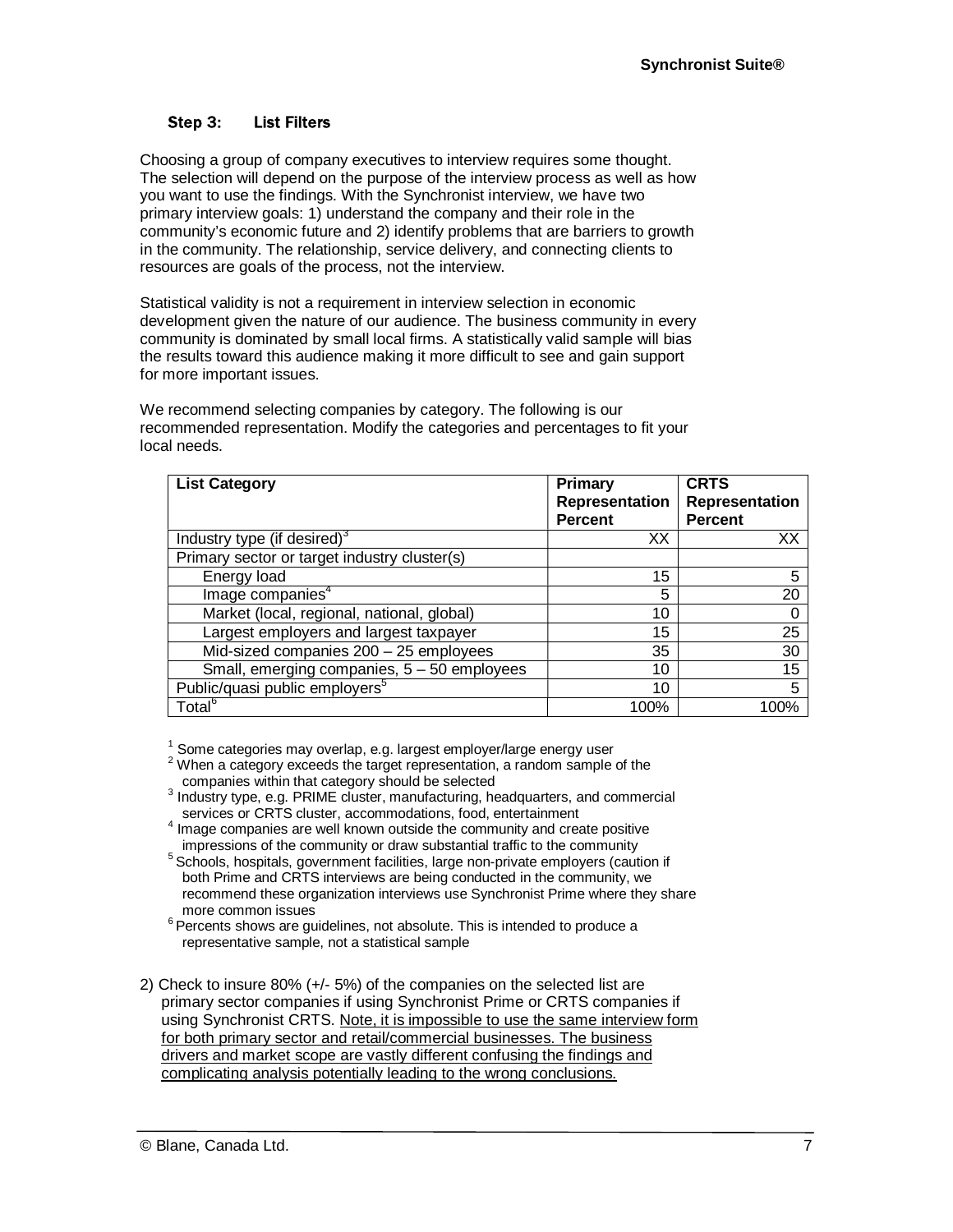### Step 3: List Filters

Choosing a group of company executives to interview requires some thought. The selection will depend on the purpose of the interview process as well as how you want to use the findings. With the Synchronist interview, we have two primary interview goals: 1) understand the company and their role in the community's economic future and 2) identify problems that are barriers to growth in the community. The relationship, service delivery, and connecting clients to resources are goals of the process, not the interview.

Statistical validity is not a requirement in interview selection in economic development given the nature of our audience. The business community in every community is dominated by small local firms. A statistically valid sample will bias the results toward this audience making it more difficult to see and gain support for more important issues.

We recommend selecting companies by category. The following is our recommended representation. Modify the categories and percentages to fit your local needs.

| List Category | Primary Representation Percent | CRTS Representation Percent |
|---|---|---|
| Industry type (if desired)[3] | XX | XX |
| Primary sector or target industry cluster(s) | | |
| Energy load | 15 | 5 |
| Image companies[4] | 5 | 20 |
| Market (local, regional, national, global) | 10 | 0 |
| Largest employers and largest taxpayer | 15 | 25 |
| Mid-sized companies 200 – 25 employees | 35 | 30 |
| Small, emerging companies, 5 – 50 employees | 10 | 15 |
| Public/quasi public employers[5] | 10 | 5 |
| Total[6] | 100% | 100% |

[1] Some categories may overlap, e.g. largest employer/large energy user
[2] When a category exceeds the target representation, a random sample of the companies within that category should be selected
[3] Industry type, e.g. PRIME cluster, manufacturing, headquarters, and commercial services or CRTS cluster, accommodations, food, entertainment
[4] Image companies are well known outside the community and create positive impressions of the community or draw substantial traffic to the community
[5] Schools, hospitals, government facilities, large non-private employers (caution if both Prime and CRTS interviews are being conducted in the community, we recommend these organization interviews use Synchronist Prime where they share more common issues
[6] Percents shows are guidelines, not absolute. This is intended to produce a representative sample, not a statistical sample

2) Check to insure 80% (+/- 5%) of the companies on the selected list are primary sector companies if using Synchronist Prime or CRTS companies if using Synchronist CRTS. <u>Note, it is impossible to use the same interview form for both primary sector and retail/commercial businesses. The business drivers and market scope are vastly different confusing the findings and complicating analysis potentially leading to the wrong conclusions.</u>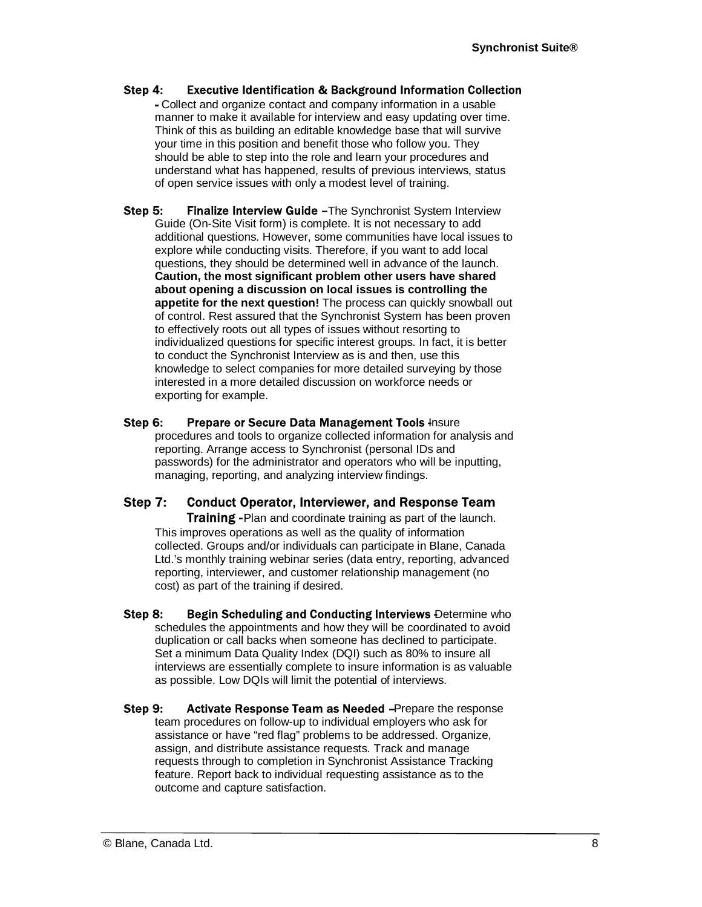**Step 4: Executive Identification & Background Information Collection** - Collect and organize contact and company information in a usable manner to make it available for interview and easy updating over time. Think of this as building an editable knowledge base that will survive your time in this position and benefit those who follow you. They should be able to step into the role and learn your procedures and understand what has happened, results of previous interviews, status of open service issues with only a modest level of training.

**Step 5: Finalize Interview Guide** – The Synchronist System Interview Guide (On-Site Visit form) is complete. It is not necessary to add additional questions. However, some communities have local issues to explore while conducting visits. Therefore, if you want to add local questions, they should be determined well in advance of the launch. **Caution, the most significant problem other users have shared about opening a discussion on local issues is controlling the appetite for the next question!** The process can quickly snowball out of control. Rest assured that the Synchronist System has been proven to effectively roots out all types of issues without resorting to individualized questions for specific interest groups. In fact, it is better to conduct the Synchronist Interview as is and then, use this knowledge to select companies for more detailed surveying by those interested in a more detailed discussion on workforce needs or exporting for example.

**Step 6: Prepare or Secure Data Management Tools** - Insure procedures and tools to organize collected information for analysis and reporting. Arrange access to Synchronist (personal IDs and passwords) for the administrator and operators who will be inputting, managing, reporting, and analyzing interview findings.

**Step 7: Conduct Operator, Interviewer, and Response Team Training** - Plan and coordinate training as part of the launch. This improves operations as well as the quality of information collected. Groups and/or individuals can participate in Blane, Canada Ltd.'s monthly training webinar series (data entry, reporting, advanced reporting, interviewer, and customer relationship management (no cost) as part of the training if desired.

**Step 8: Begin Scheduling and Conducting Interviews** - Determine who schedules the appointments and how they will be coordinated to avoid duplication or call backs when someone has declined to participate. Set a minimum Data Quality Index (DQI) such as 80% to insure all interviews are essentially complete to insure information is as valuable as possible. Low DQIs will limit the potential of interviews.

**Step 9: Activate Response Team as Needed** – Prepare the response team procedures on follow-up to individual employers who ask for assistance or have "red flag" problems to be addressed. Organize, assign, and distribute assistance requests. Track and manage requests through to completion in Synchronist Assistance Tracking feature. Report back to individual requesting assistance as to the outcome and capture satisfaction.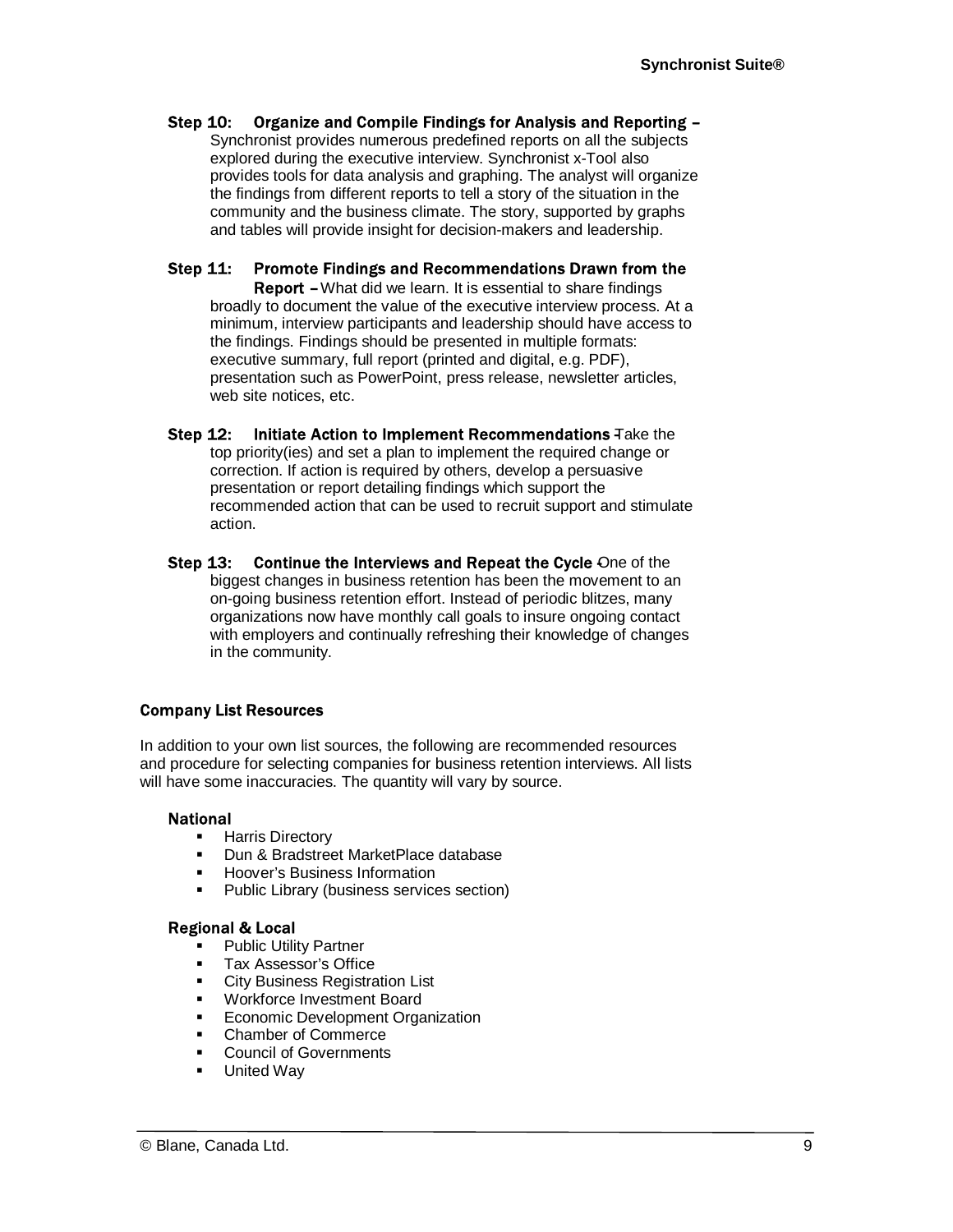**Step 10: Organize and Compile Findings for Analysis and Reporting –** Synchronist provides numerous predefined reports on all the subjects explored during the executive interview. Synchronist x-Tool also provides tools for data analysis and graphing. The analyst will organize the findings from different reports to tell a story of the situation in the community and the business climate. The story, supported by graphs and tables will provide insight for decision-makers and leadership.

**Step 11: Promote Findings and Recommendations Drawn from the Report –** What did we learn. It is essential to share findings broadly to document the value of the executive interview process. At a minimum, interview participants and leadership should have access to the findings. Findings should be presented in multiple formats: executive summary, full report (printed and digital, e.g. PDF), presentation such as PowerPoint, press release, newsletter articles, web site notices, etc.

**Step 12: Initiate Action to Implement Recommendations –** Take the top priority(ies) and set a plan to implement the required change or correction. If action is required by others, develop a persuasive presentation or report detailing findings which support the recommended action that can be used to recruit support and stimulate action.

**Step 13: Continue the Interviews and Repeat the Cycle –** One of the biggest changes in business retention has been the movement to an on-going business retention effort. Instead of periodic blitzes, many organizations now have monthly call goals to insure ongoing contact with employers and continually refreshing their knowledge of changes in the community.

## Company List Resources

In addition to your own list sources, the following are recommended resources and procedure for selecting companies for business retention interviews. All lists will have some inaccuracies. The quantity will vary by source.

### National

- Harris Directory
- Dun & Bradstreet MarketPlace database
- Hoover's Business Information
- Public Library (business services section)

### Regional & Local

- Public Utility Partner
- Tax Assessor's Office
- City Business Registration List
- Workforce Investment Board
- Economic Development Organization
- Chamber of Commerce
- Council of Governments
- United Way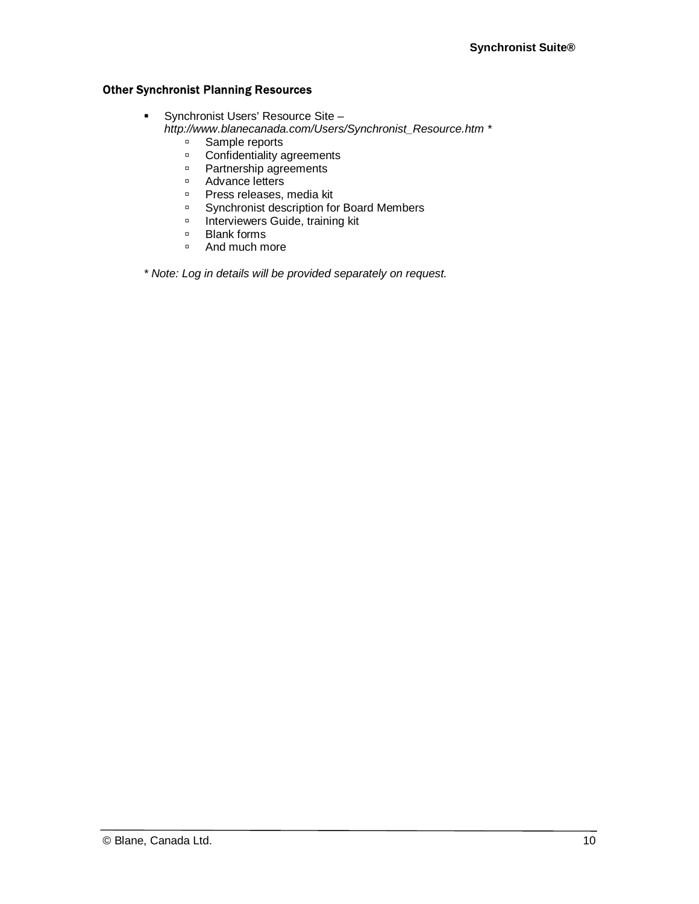### Other Synchronist Planning Resources

- Synchronist Users' Resource Site – *http://www.blanecanada.com/Users/Synchronist_Resource.htm* *
  - Sample reports
  - Confidentiality agreements
  - Partnership agreements
  - Advance letters
  - Press releases, media kit
  - Synchronist description for Board Members
  - Interviewers Guide, training kit
  - Blank forms
  - And much more

*\* Note: Log in details will be provided separately on request.*